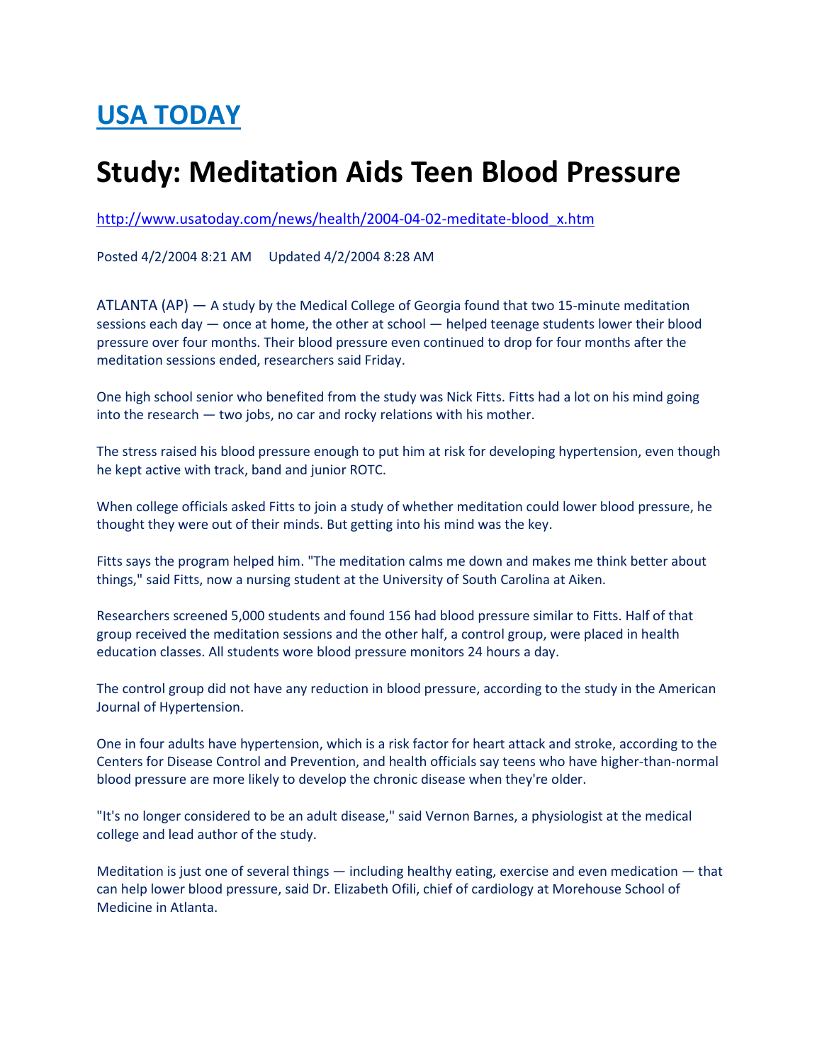# USA TODAY

# Study: Meditation Aids Teen Blood Pressure

http://www.usatoday.com/news/health/2004-04-02-meditate-blood_x.htm

Posted 4/2/2004 8:21 AM     Updated 4/2/2004 8:28 AM

ATLANTA (AP) — A study by the Medical College of Georgia found that two 15-minute meditation sessions each day — once at home, the other at school — helped teenage students lower their blood pressure over four months. Their blood pressure even continued to drop for four months after the meditation sessions ended, researchers said Friday.

One high school senior who benefited from the study was Nick Fitts. Fitts had a lot on his mind going into the research — two jobs, no car and rocky relations with his mother.

The stress raised his blood pressure enough to put him at risk for developing hypertension, even though he kept active with track, band and junior ROTC.

When college officials asked Fitts to join a study of whether meditation could lower blood pressure, he thought they were out of their minds. But getting into his mind was the key.

Fitts says the program helped him. "The meditation calms me down and makes me think better about things," said Fitts, now a nursing student at the University of South Carolina at Aiken.

Researchers screened 5,000 students and found 156 had blood pressure similar to Fitts. Half of that group received the meditation sessions and the other half, a control group, were placed in health education classes. All students wore blood pressure monitors 24 hours a day.

The control group did not have any reduction in blood pressure, according to the study in the American Journal of Hypertension.

One in four adults have hypertension, which is a risk factor for heart attack and stroke, according to the Centers for Disease Control and Prevention, and health officials say teens who have higher-than-normal blood pressure are more likely to develop the chronic disease when they're older.

"It's no longer considered to be an adult disease," said Vernon Barnes, a physiologist at the medical college and lead author of the study.

Meditation is just one of several things — including healthy eating, exercise and even medication — that can help lower blood pressure, said Dr. Elizabeth Ofili, chief of cardiology at Morehouse School of Medicine in Atlanta.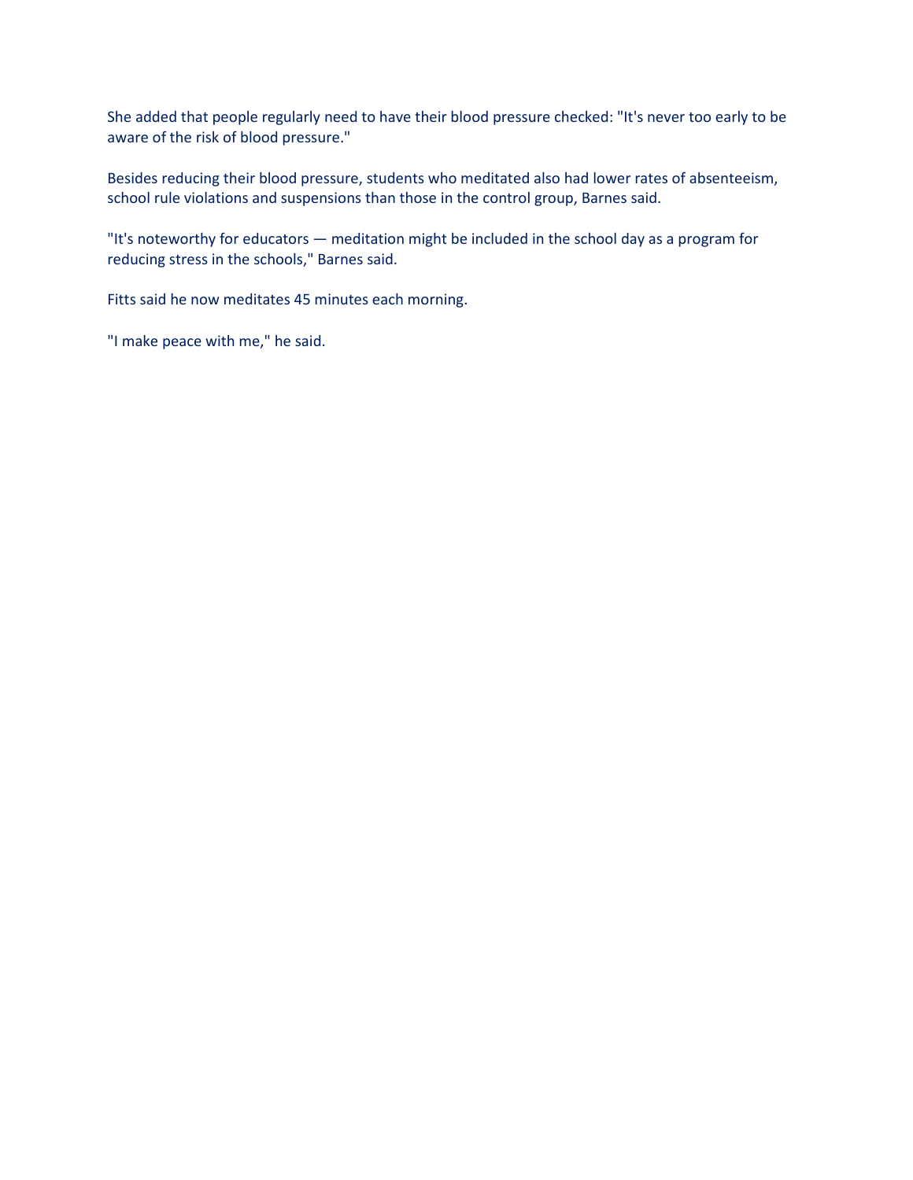She added that people regularly need to have their blood pressure checked: "It's never too early to be aware of the risk of blood pressure."

Besides reducing their blood pressure, students who meditated also had lower rates of absenteeism, school rule violations and suspensions than those in the control group, Barnes said.

"It's noteworthy for educators — meditation might be included in the school day as a program for reducing stress in the schools," Barnes said.

Fitts said he now meditates 45 minutes each morning.

"I make peace with me," he said.